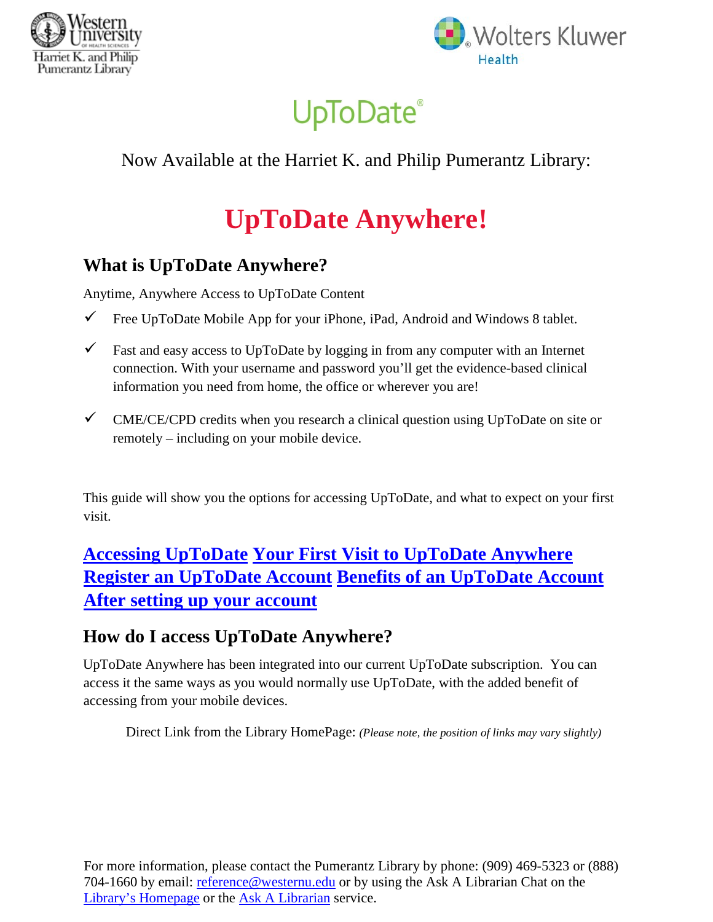Western University of Health Sciences
Harriet K. and Philip Pumerantz Library

Wolters Kluwer Health

UpToDate®

Now Available at the Harriet K. and Philip Pumerantz Library:

# UpToDate Anywhere!

## What is UpToDate Anywhere?

Anytime, Anywhere Access to UpToDate Content

- ✓ Free UpToDate Mobile App for your iPhone, iPad, Android and Windows 8 tablet.
- ✓ Fast and easy access to UpToDate by logging in from any computer with an Internet connection. With your username and password you'll get the evidence-based clinical information you need from home, the office or wherever you are!
- ✓ CME/CE/CPD credits when you research a clinical question using UpToDate on site or remotely – including on your mobile device.

This guide will show you the options for accessing UpToDate, and what to expect on your first visit.

**Accessing UpToDate** **Your First Visit to UpToDate Anywhere**
**Register an UpToDate Account** **Benefits of an UpToDate Account**
**After setting up your account**

## How do I access UpToDate Anywhere?

UpToDate Anywhere has been integrated into our current UpToDate subscription. You can access it the same ways as you would normally use UpToDate, with the added benefit of accessing from your mobile devices.

Direct Link from the Library HomePage: *(Please note, the position of links may vary slightly)*

For more information, please contact the Pumerantz Library by phone: (909) 469-5323 or (888) 704-1660 by email: reference@westernu.edu or by using the Ask A Librarian Chat on the Library's Homepage or the Ask A Librarian service.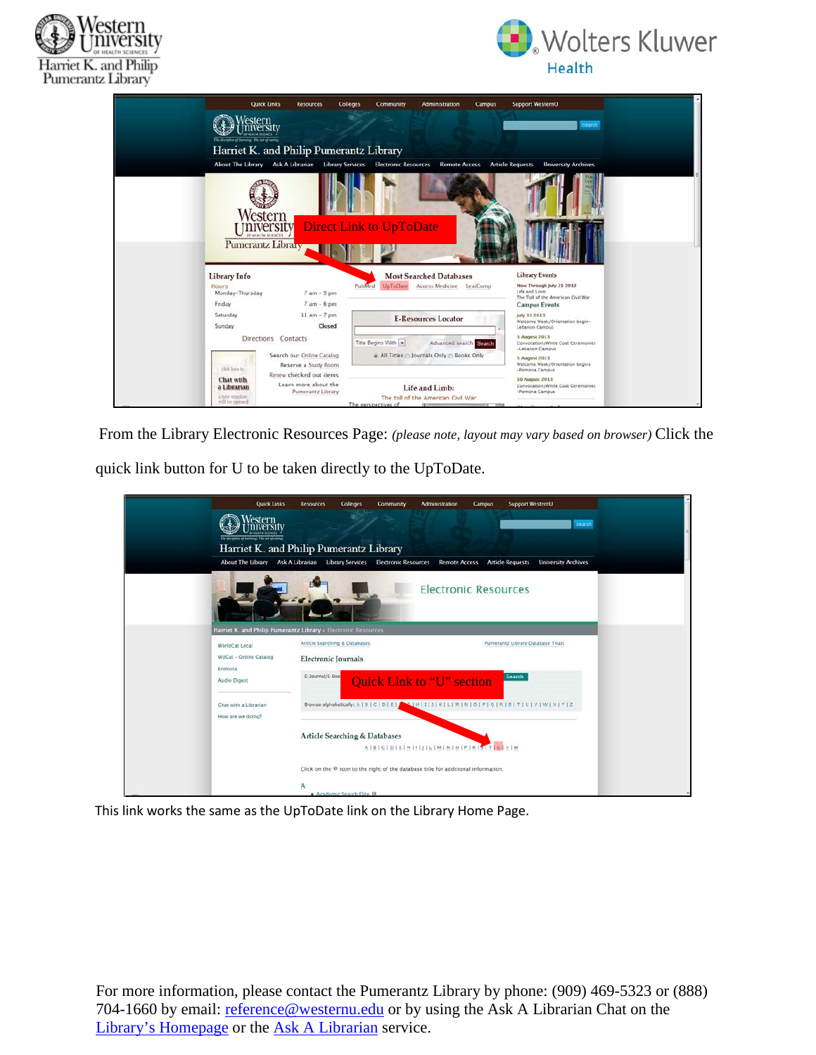From the Library Electronic Resources Page: *(please note, layout may vary based on browser)* Click the quick link button for U to be taken directly to the UpToDate.

This link works the same as the UpToDate link on the Library Home Page.

For more information, please contact the Pumerantz Library by phone: (909) 469-5323 or (888) 704-1660 by email: [reference@westernu.edu](mailto:reference@westernu.edu) or by using the Ask A Librarian Chat on the Library's Homepage or the Ask A Librarian service.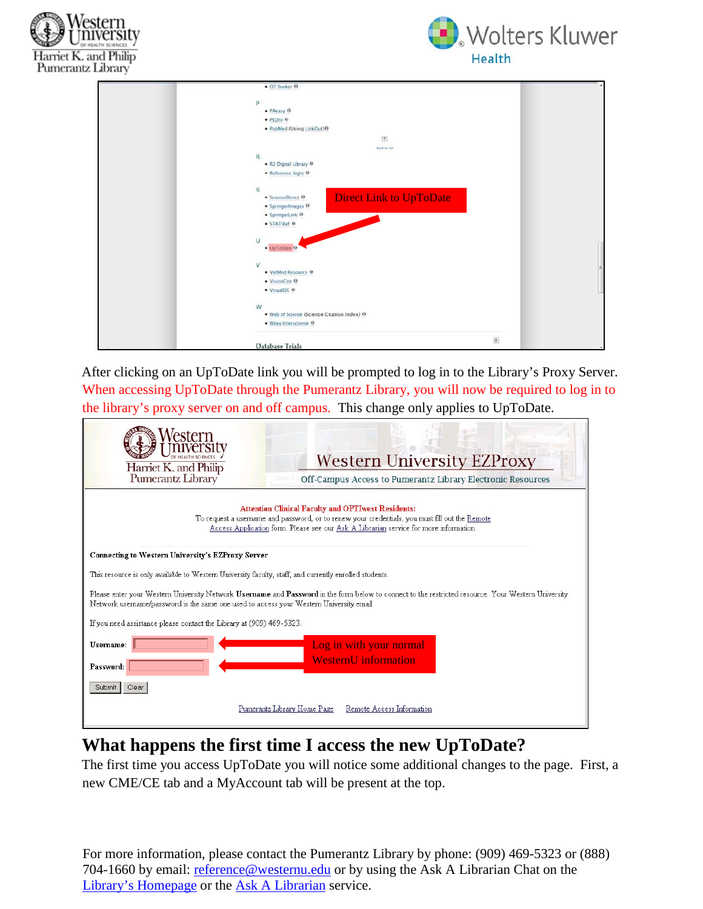After clicking on an UpToDate link you will be prompted to log in to the Library's Proxy Server. When accessing UpToDate through the Pumerantz Library, you will now be required to log in to the library's proxy server on and off campus. This change only applies to UpToDate.

## What happens the first time I access the new UpToDate?

The first time you access UpToDate you will notice some additional changes to the page. First, a new CME/CE tab and a MyAccount tab will be present at the top.

For more information, please contact the Pumerantz Library by phone: (909) 469-5323 or (888) 704-1660 by email: reference@westernu.edu or by using the Ask A Librarian Chat on the Library's Homepage or the Ask A Librarian service.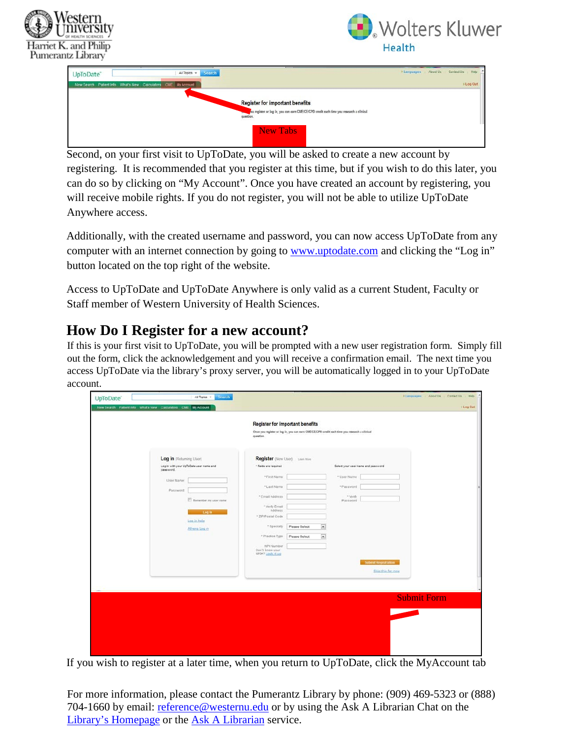Second, on your first visit to UpToDate, you will be asked to create a new account by registering. It is recommended that you register at this time, but if you wish to do this later, you can do so by clicking on "My Account". Once you have created an account by registering, you will receive mobile rights. If you do not register, you will not be able to utilize UpToDate Anywhere access.

Additionally, with the created username and password, you can now access UpToDate from any computer with an internet connection by going to [www.uptodate.com](http://www.uptodate.com) and clicking the "Log in" button located on the top right of the website.

Access to UpToDate and UpToDate Anywhere is only valid as a current Student, Faculty or Staff member of Western University of Health Sciences.

## How Do I Register for a new account?

If this is your first visit to UpToDate, you will be prompted with a new user registration form. Simply fill out the form, click the acknowledgement and you will receive a confirmation email. The next time you access UpToDate via the library's proxy server, you will be automatically logged in to your UpToDate account.

If you wish to register at a later time, when you return to UpToDate, click the MyAccount tab

For more information, please contact the Pumerantz Library by phone: (909) 469-5323 or (888) 704-1660 by email: [reference@westernu.edu](mailto:reference@westernu.edu) or by using the Ask A Librarian Chat on the Library's Homepage or the Ask A Librarian service.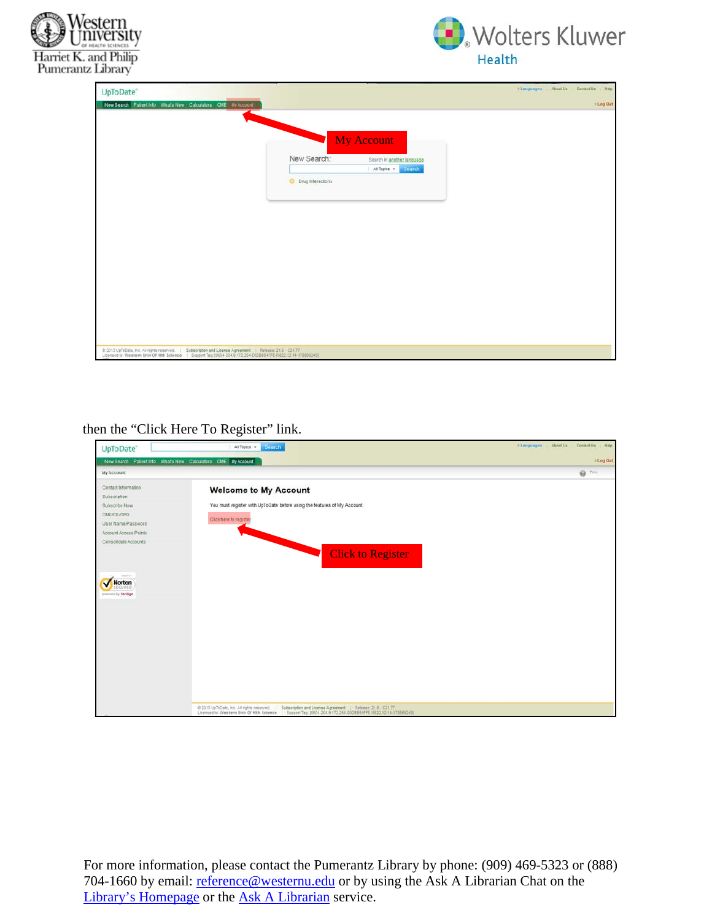then the "Click Here To Register" link.

For more information, please contact the Pumerantz Library by phone: (909) 469-5323 or (888) 704-1660 by email: [reference@westernu.edu](mailto:reference@westernu.edu) or by using the Ask A Librarian Chat on the Library's Homepage or the Ask A Librarian service.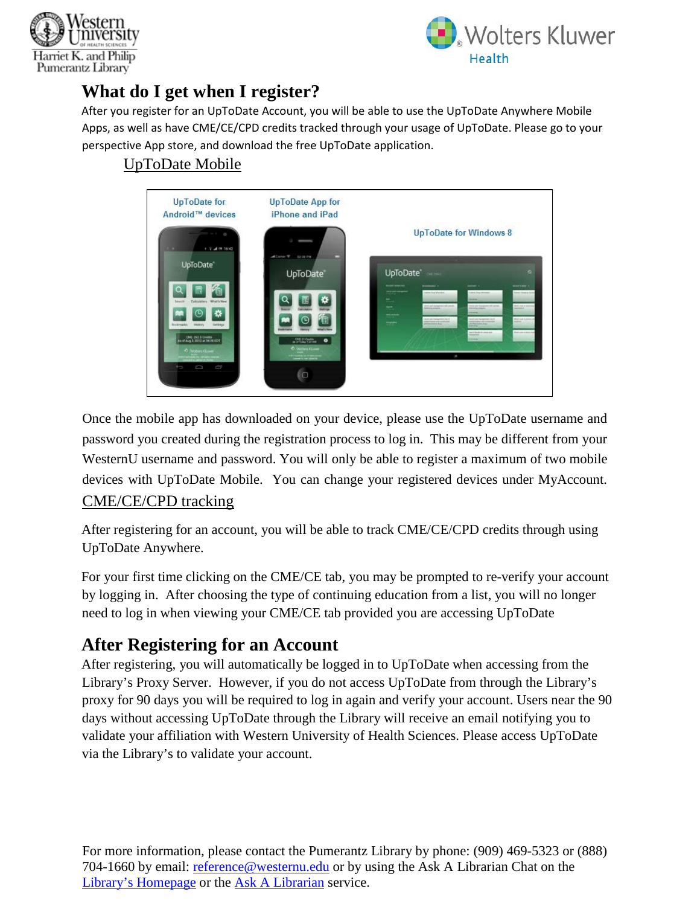## What do I get when I register?

After you register for an UpToDate Account, you will be able to use the UpToDate Anywhere Mobile Apps, as well as have CME/CE/CPD credits tracked through your usage of UpToDate. Please go to your perspective App store, and download the free UpToDate application.

UpToDate Mobile

UpToDate for Android™ devices

UpToDate App for iPhone and iPad

UpToDate for Windows 8

Once the mobile app has downloaded on your device, please use the UpToDate username and password you created during the registration process to log in. This may be different from your WesternU username and password. You will only be able to register a maximum of two mobile devices with UpToDate Mobile. You can change your registered devices under MyAccount.

CME/CE/CPD tracking

After registering for an account, you will be able to track CME/CE/CPD credits through using UpToDate Anywhere.

For your first time clicking on the CME/CE tab, you may be prompted to re-verify your account by logging in. After choosing the type of continuing education from a list, you will no longer need to log in when viewing your CME/CE tab provided you are accessing UpToDate

## After Registering for an Account

After registering, you will automatically be logged in to UpToDate when accessing from the Library's Proxy Server. However, if you do not access UpToDate from through the Library's proxy for 90 days you will be required to log in again and verify your account. Users near the 90 days without accessing UpToDate through the Library will receive an email notifying you to validate your affiliation with Western University of Health Sciences. Please access UpToDate via the Library's to validate your account.

For more information, please contact the Pumerantz Library by phone: (909) 469-5323 or (888) 704-1660 by email: reference@westernu.edu or by using the Ask A Librarian Chat on the Library's Homepage or the Ask A Librarian service.